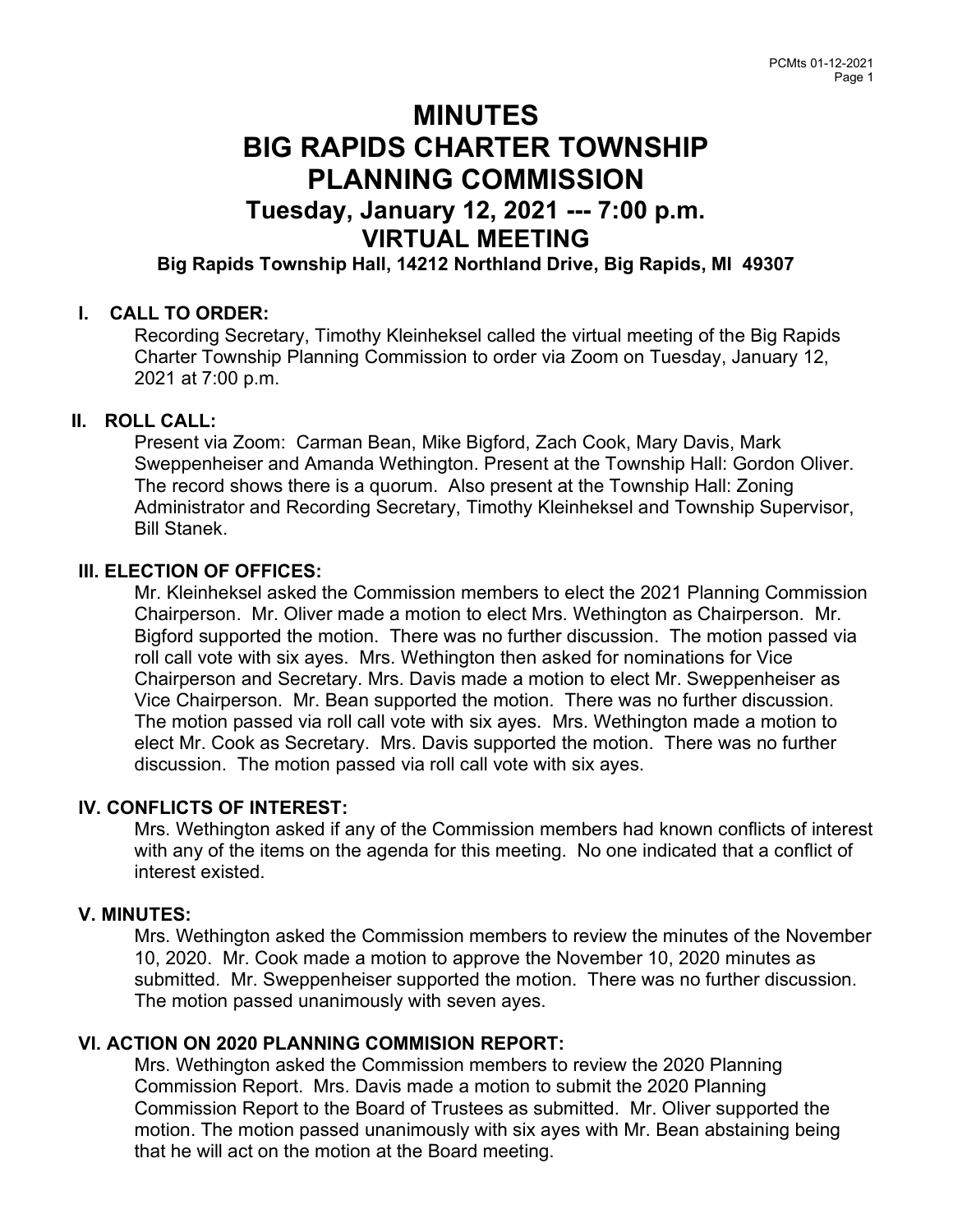# MINUTES
# BIG RAPIDS CHARTER TOWNSHIP
# PLANNING COMMISSION
## Tuesday, January 12, 2021 --- 7:00 p.m.
## VIRTUAL MEETING
### Big Rapids Township Hall, 14212 Northland Drive, Big Rapids, MI 49307

**I. CALL TO ORDER:**

Recording Secretary, Timothy Kleinheksel called the virtual meeting of the Big Rapids Charter Township Planning Commission to order via Zoom on Tuesday, January 12, 2021 at 7:00 p.m.

**II. ROLL CALL:**

Present via Zoom: Carman Bean, Mike Bigford, Zach Cook, Mary Davis, Mark Sweppenheiser and Amanda Wethington. Present at the Township Hall: Gordon Oliver. The record shows there is a quorum. Also present at the Township Hall: Zoning Administrator and Recording Secretary, Timothy Kleinheksel and Township Supervisor, Bill Stanek.

**III. ELECTION OF OFFICES:**

Mr. Kleinheksel asked the Commission members to elect the 2021 Planning Commission Chairperson. Mr. Oliver made a motion to elect Mrs. Wethington as Chairperson. Mr. Bigford supported the motion. There was no further discussion. The motion passed via roll call vote with six ayes. Mrs. Wethington then asked for nominations for Vice Chairperson and Secretary. Mrs. Davis made a motion to elect Mr. Sweppenheiser as Vice Chairperson. Mr. Bean supported the motion. There was no further discussion. The motion passed via roll call vote with six ayes. Mrs. Wethington made a motion to elect Mr. Cook as Secretary. Mrs. Davis supported the motion. There was no further discussion. The motion passed via roll call vote with six ayes.

**IV. CONFLICTS OF INTEREST:**

Mrs. Wethington asked if any of the Commission members had known conflicts of interest with any of the items on the agenda for this meeting. No one indicated that a conflict of interest existed.

**V. MINUTES:**

Mrs. Wethington asked the Commission members to review the minutes of the November 10, 2020. Mr. Cook made a motion to approve the November 10, 2020 minutes as submitted. Mr. Sweppenheiser supported the motion. There was no further discussion. The motion passed unanimously with seven ayes.

**VI. ACTION ON 2020 PLANNING COMMISION REPORT:**

Mrs. Wethington asked the Commission members to review the 2020 Planning Commission Report. Mrs. Davis made a motion to submit the 2020 Planning Commission Report to the Board of Trustees as submitted. Mr. Oliver supported the motion. The motion passed unanimously with six ayes with Mr. Bean abstaining being that he will act on the motion at the Board meeting.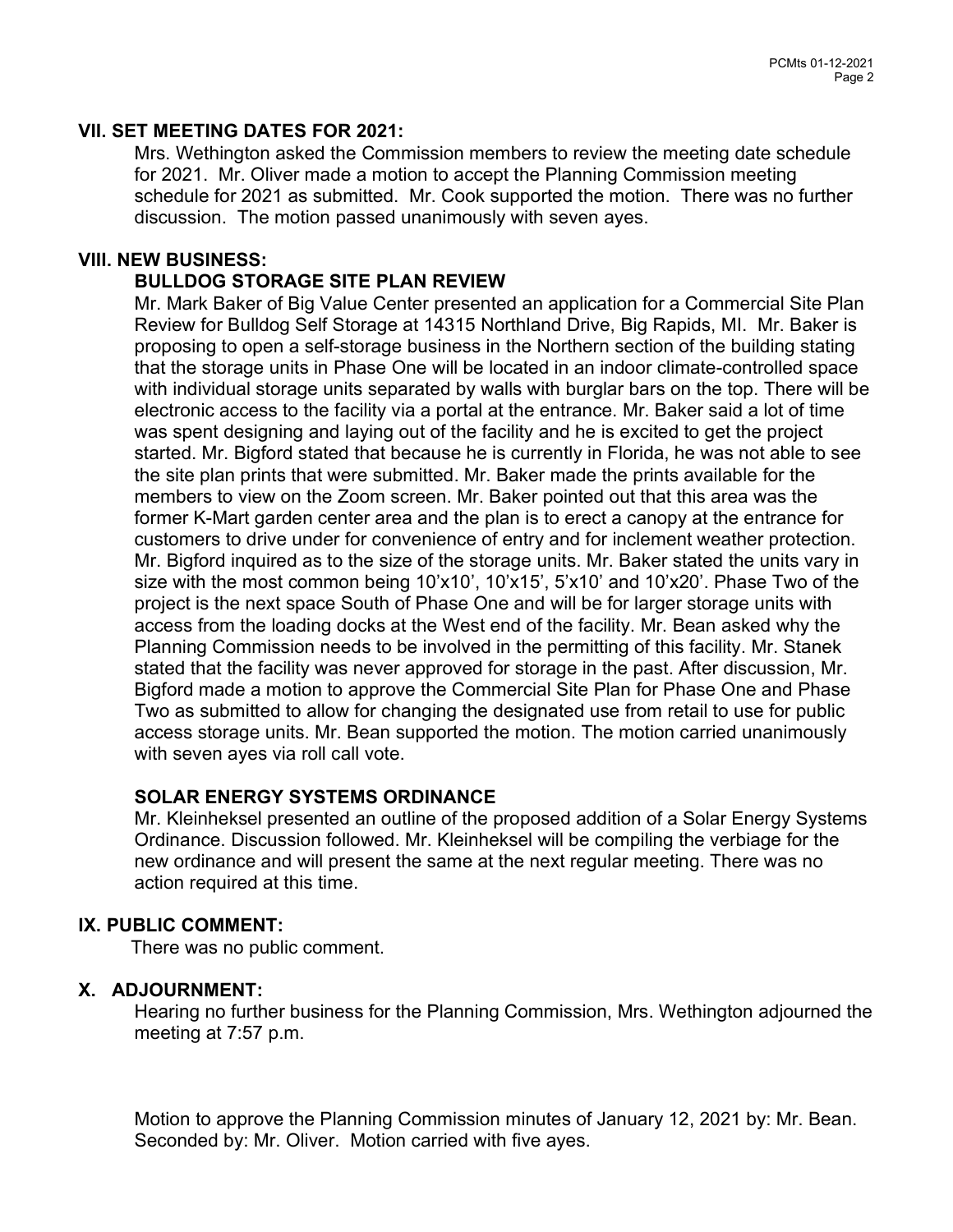## VII. SET MEETING DATES FOR 2021:

Mrs. Wethington asked the Commission members to review the meeting date schedule for 2021. Mr. Oliver made a motion to accept the Planning Commission meeting schedule for 2021 as submitted. Mr. Cook supported the motion. There was no further discussion. The motion passed unanimously with seven ayes.

## VIII. NEW BUSINESS:

### BULLDOG STORAGE SITE PLAN REVIEW

Mr. Mark Baker of Big Value Center presented an application for a Commercial Site Plan Review for Bulldog Self Storage at 14315 Northland Drive, Big Rapids, MI. Mr. Baker is proposing to open a self-storage business in the Northern section of the building stating that the storage units in Phase One will be located in an indoor climate-controlled space with individual storage units separated by walls with burglar bars on the top. There will be electronic access to the facility via a portal at the entrance. Mr. Baker said a lot of time was spent designing and laying out of the facility and he is excited to get the project started. Mr. Bigford stated that because he is currently in Florida, he was not able to see the site plan prints that were submitted. Mr. Baker made the prints available for the members to view on the Zoom screen. Mr. Baker pointed out that this area was the former K-Mart garden center area and the plan is to erect a canopy at the entrance for customers to drive under for convenience of entry and for inclement weather protection. Mr. Bigford inquired as to the size of the storage units. Mr. Baker stated the units vary in size with the most common being 10'x10', 10'x15', 5'x10' and 10'x20'. Phase Two of the project is the next space South of Phase One and will be for larger storage units with access from the loading docks at the West end of the facility. Mr. Bean asked why the Planning Commission needs to be involved in the permitting of this facility. Mr. Stanek stated that the facility was never approved for storage in the past. After discussion, Mr. Bigford made a motion to approve the Commercial Site Plan for Phase One and Phase Two as submitted to allow for changing the designated use from retail to use for public access storage units. Mr. Bean supported the motion. The motion carried unanimously with seven ayes via roll call vote.

### SOLAR ENERGY SYSTEMS ORDINANCE

Mr. Kleinheksel presented an outline of the proposed addition of a Solar Energy Systems Ordinance. Discussion followed. Mr. Kleinheksel will be compiling the verbiage for the new ordinance and will present the same at the next regular meeting. There was no action required at this time.

## IX. PUBLIC COMMENT:

There was no public comment.

## X. ADJOURNMENT:

Hearing no further business for the Planning Commission, Mrs. Wethington adjourned the meeting at 7:57 p.m.

Motion to approve the Planning Commission minutes of January 12, 2021 by: Mr. Bean. Seconded by: Mr. Oliver. Motion carried with five ayes.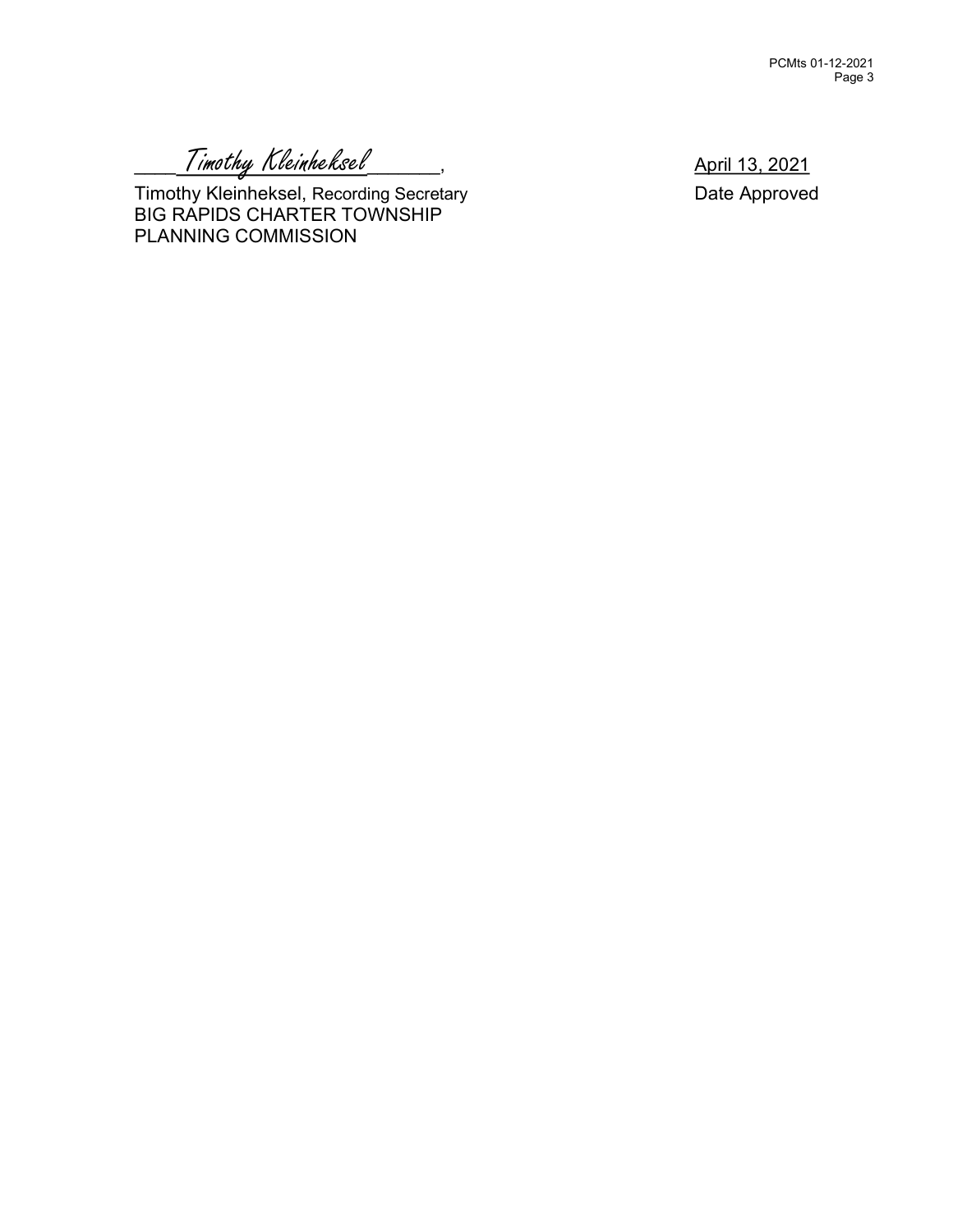____*Timothy Kleinheksel*_______, April 13, 2021

Timothy Kleinheksel, Recording Secretary Date Approved
BIG RAPIDS CHARTER TOWNSHIP
PLANNING COMMISSION